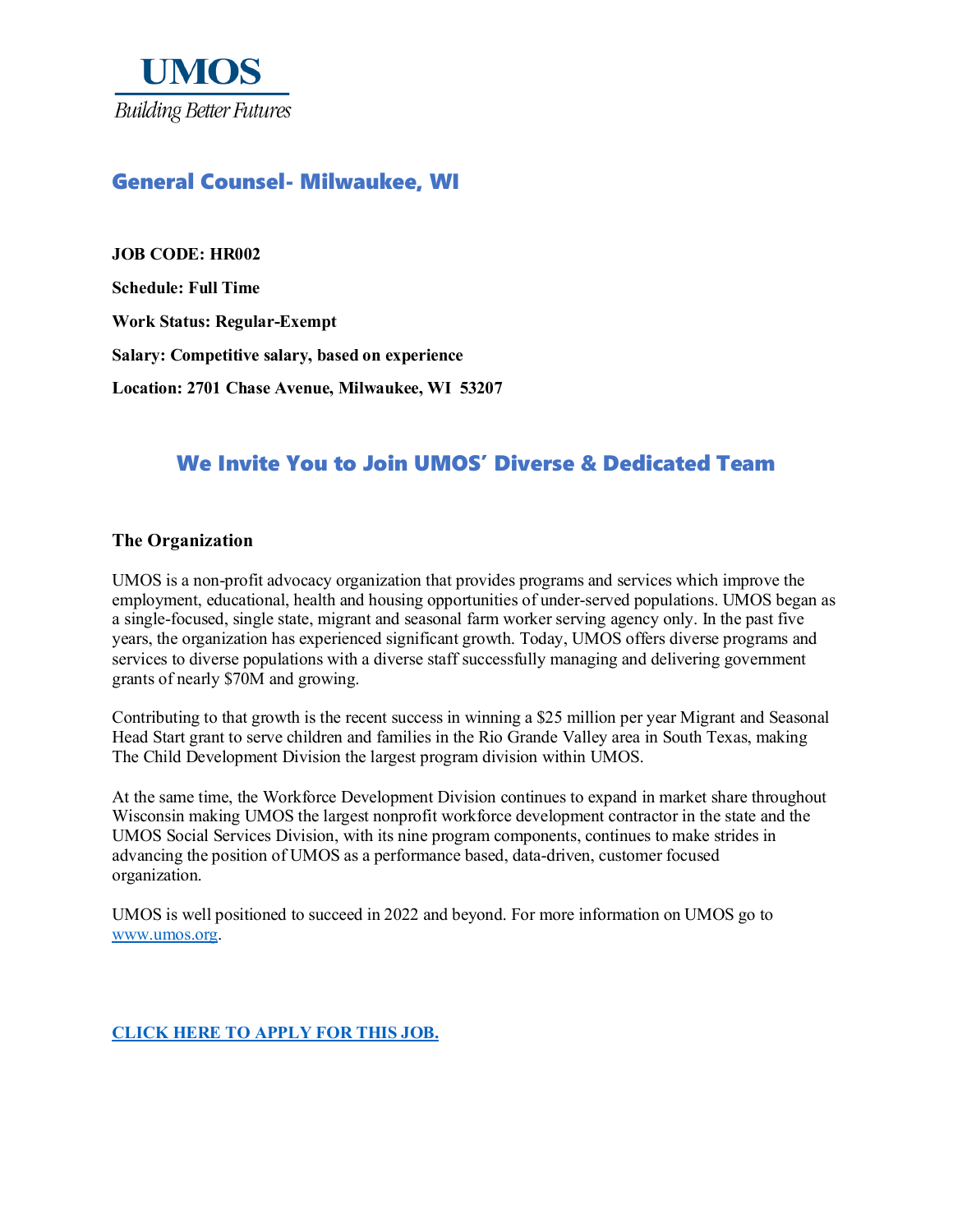# UMOS

*Building Better Futures*

## General Counsel- Milwaukee, WI

**JOB CODE: HR002**

**Schedule: Full Time**

**Work Status: Regular-Exempt**

**Salary: Competitive salary, based on experience**

**Location: 2701 Chase Avenue, Milwaukee, WI 53207**

## We Invite You to Join UMOS' Diverse & Dedicated Team

### The Organization

UMOS is a non-profit advocacy organization that provides programs and services which improve the employment, educational, health and housing opportunities of under-served populations. UMOS began as a single-focused, single state, migrant and seasonal farm worker serving agency only. In the past five years, the organization has experienced significant growth. Today, UMOS offers diverse programs and services to diverse populations with a diverse staff successfully managing and delivering government grants of nearly $70M and growing.

Contributing to that growth is the recent success in winning a $25 million per year Migrant and Seasonal Head Start grant to serve children and families in the Rio Grande Valley area in South Texas, making The Child Development Division the largest program division within UMOS.

At the same time, the Workforce Development Division continues to expand in market share throughout Wisconsin making UMOS the largest nonprofit workforce development contractor in the state and the UMOS Social Services Division, with its nine program components, continues to make strides in advancing the position of UMOS as a performance based, data-driven, customer focused organization.

UMOS is well positioned to succeed in 2022 and beyond. For more information on UMOS go to www.umos.org.

**CLICK HERE TO APPLY FOR THIS JOB.**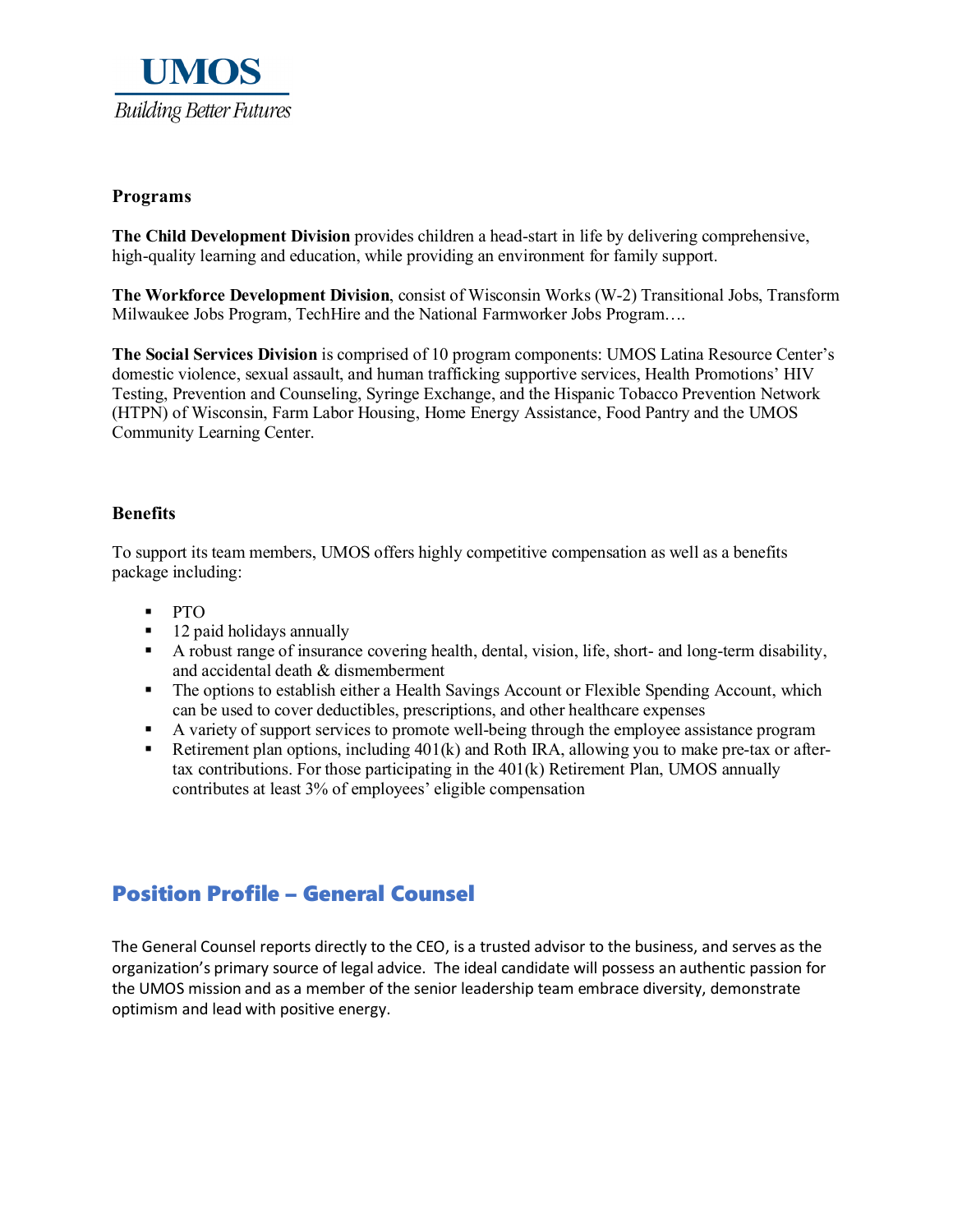**UMOS**

*Building Better Futures*

## Programs

**The Child Development Division** provides children a head-start in life by delivering comprehensive, high-quality learning and education, while providing an environment for family support.

**The Workforce Development Division**, consist of Wisconsin Works (W-2) Transitional Jobs, Transform Milwaukee Jobs Program, TechHire and the National Farmworker Jobs Program….

**The Social Services Division** is comprised of 10 program components: UMOS Latina Resource Center's domestic violence, sexual assault, and human trafficking supportive services, Health Promotions' HIV Testing, Prevention and Counseling, Syringe Exchange, and the Hispanic Tobacco Prevention Network (HTPN) of Wisconsin, Farm Labor Housing, Home Energy Assistance, Food Pantry and the UMOS Community Learning Center.

## Benefits

To support its team members, UMOS offers highly competitive compensation as well as a benefits package including:

- PTO
- 12 paid holidays annually
- A robust range of insurance covering health, dental, vision, life, short- and long-term disability, and accidental death & dismemberment
- The options to establish either a Health Savings Account or Flexible Spending Account, which can be used to cover deductibles, prescriptions, and other healthcare expenses
- A variety of support services to promote well-being through the employee assistance program
- Retirement plan options, including 401(k) and Roth IRA, allowing you to make pre-tax or after-tax contributions. For those participating in the 401(k) Retirement Plan, UMOS annually contributes at least 3% of employees' eligible compensation

## Position Profile – General Counsel

The General Counsel reports directly to the CEO, is a trusted advisor to the business, and serves as the organization's primary source of legal advice. The ideal candidate will possess an authentic passion for the UMOS mission and as a member of the senior leadership team embrace diversity, demonstrate optimism and lead with positive energy.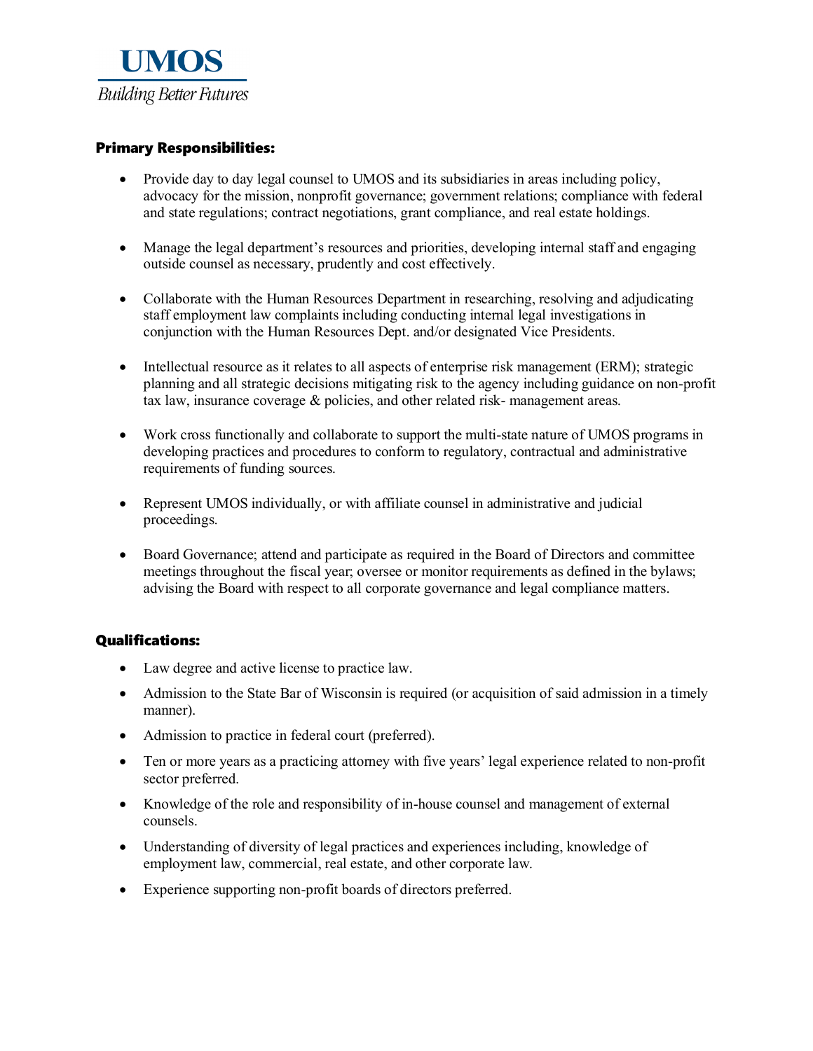## Primary Responsibilities:

- Provide day to day legal counsel to UMOS and its subsidiaries in areas including policy, advocacy for the mission, nonprofit governance; government relations; compliance with federal and state regulations; contract negotiations, grant compliance, and real estate holdings.
- Manage the legal department's resources and priorities, developing internal staff and engaging outside counsel as necessary, prudently and cost effectively.
- Collaborate with the Human Resources Department in researching, resolving and adjudicating staff employment law complaints including conducting internal legal investigations in conjunction with the Human Resources Dept. and/or designated Vice Presidents.
- Intellectual resource as it relates to all aspects of enterprise risk management (ERM); strategic planning and all strategic decisions mitigating risk to the agency including guidance on non-profit tax law, insurance coverage & policies, and other related risk- management areas.
- Work cross functionally and collaborate to support the multi-state nature of UMOS programs in developing practices and procedures to conform to regulatory, contractual and administrative requirements of funding sources.
- Represent UMOS individually, or with affiliate counsel in administrative and judicial proceedings.
- Board Governance; attend and participate as required in the Board of Directors and committee meetings throughout the fiscal year; oversee or monitor requirements as defined in the bylaws; advising the Board with respect to all corporate governance and legal compliance matters.

## Qualifications:

- Law degree and active license to practice law.
- Admission to the State Bar of Wisconsin is required (or acquisition of said admission in a timely manner).
- Admission to practice in federal court (preferred).
- Ten or more years as a practicing attorney with five years' legal experience related to non-profit sector preferred.
- Knowledge of the role and responsibility of in-house counsel and management of external counsels.
- Understanding of diversity of legal practices and experiences including, knowledge of employment law, commercial, real estate, and other corporate law.
- Experience supporting non-profit boards of directors preferred.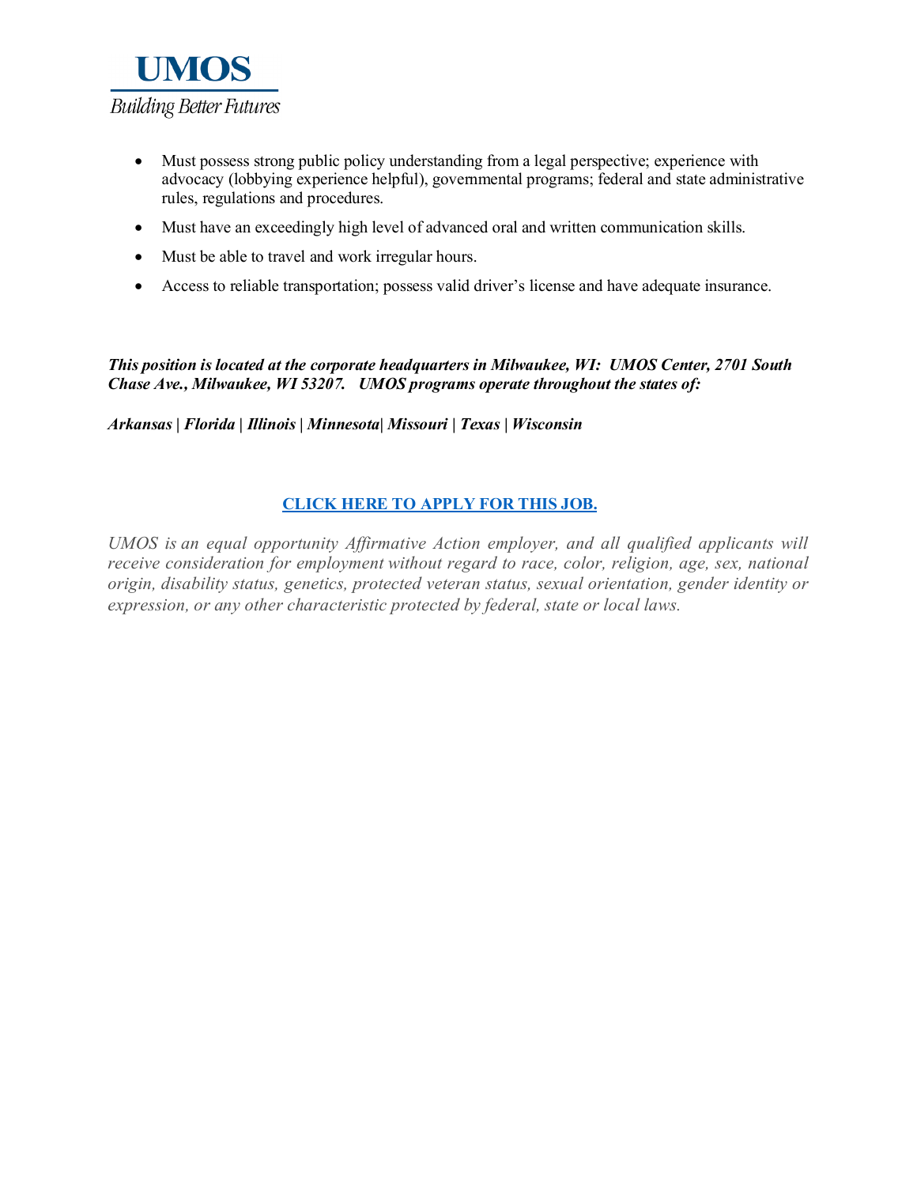**UMOS**

*Building Better Futures*

- Must possess strong public policy understanding from a legal perspective; experience with advocacy (lobbying experience helpful), governmental programs; federal and state administrative rules, regulations and procedures.
- Must have an exceedingly high level of advanced oral and written communication skills.
- Must be able to travel and work irregular hours.
- Access to reliable transportation; possess valid driver's license and have adequate insurance.

***This position is located at the corporate headquarters in Milwaukee, WI: UMOS Center, 2701 South Chase Ave., Milwaukee, WI 53207. UMOS programs operate throughout the states of:***

***Arkansas | Florida | Illinois | Minnesota| Missouri | Texas | Wisconsin***

**CLICK HERE TO APPLY FOR THIS JOB.**

*UMOS is an equal opportunity Affirmative Action employer, and all qualified applicants will receive consideration for employment without regard to race, color, religion, age, sex, national origin, disability status, genetics, protected veteran status, sexual orientation, gender identity or expression, or any other characteristic protected by federal, state or local laws.*